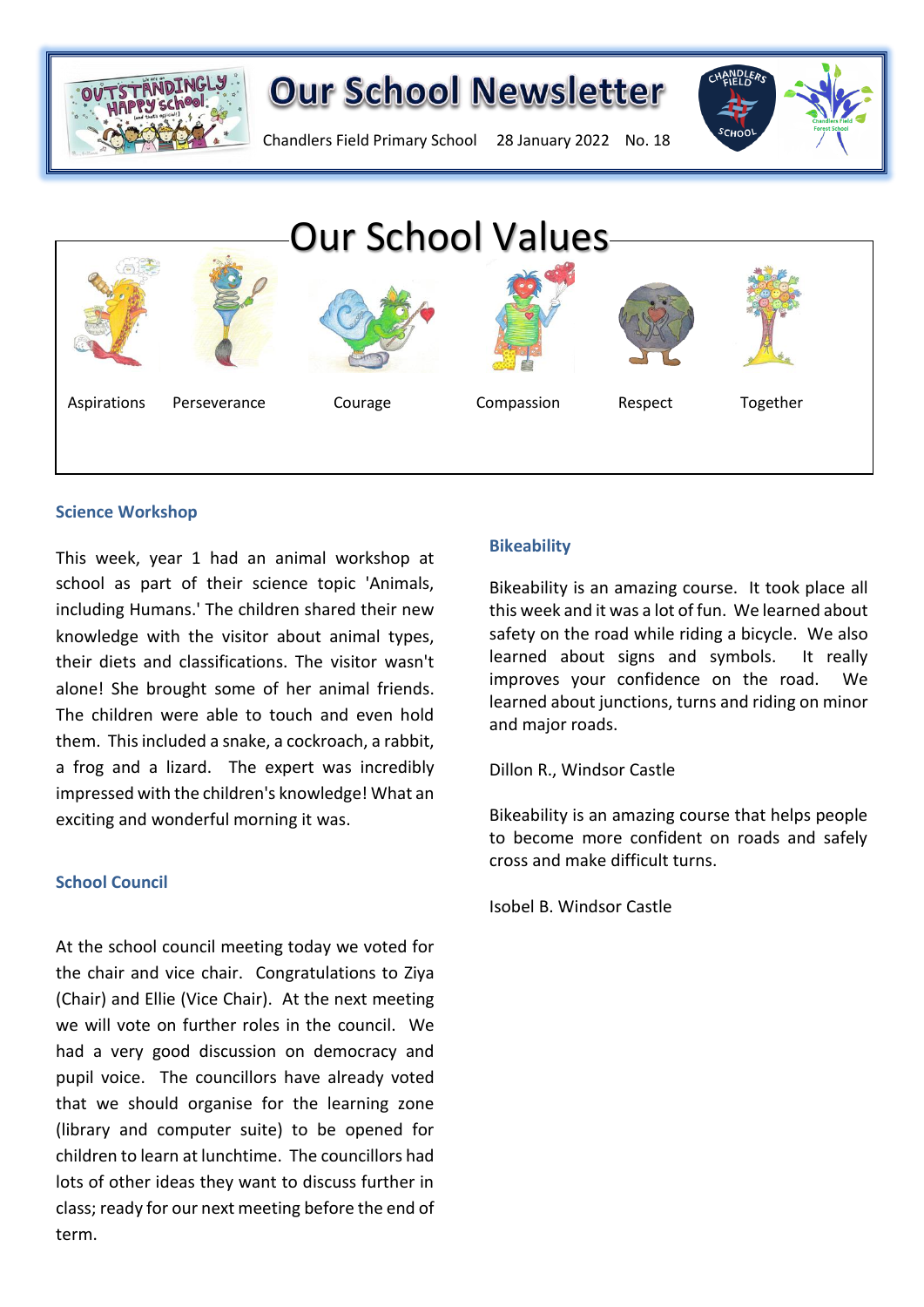# Our School Newsletter

Chandlers Field Primary School    28 January 2022    No. 18

## Our School Values

Aspirations | Perseverance | Courage | Compassion | Respect | Together

### Science Workshop

This week, year 1 had an animal workshop at school as part of their science topic 'Animals, including Humans.' The children shared their new knowledge with the visitor about animal types, their diets and classifications. The visitor wasn't alone! She brought some of her animal friends. The children were able to touch and even hold them. This included a snake, a cockroach, a rabbit, a frog and a lizard. The expert was incredibly impressed with the children's knowledge! What an exciting and wonderful morning it was.

### School Council

At the school council meeting today we voted for the chair and vice chair. Congratulations to Ziya (Chair) and Ellie (Vice Chair). At the next meeting we will vote on further roles in the council. We had a very good discussion on democracy and pupil voice. The councillors have already voted that we should organise for the learning zone (library and computer suite) to be opened for children to learn at lunchtime. The councillors had lots of other ideas they want to discuss further in class; ready for our next meeting before the end of term.

### Bikeability

Bikeability is an amazing course. It took place all this week and it was a lot of fun. We learned about safety on the road while riding a bicycle. We also learned about signs and symbols. It really improves your confidence on the road. We learned about junctions, turns and riding on minor and major roads.

Dillon R., Windsor Castle

Bikeability is an amazing course that helps people to become more confident on roads and safely cross and make difficult turns.

Isobel B. Windsor Castle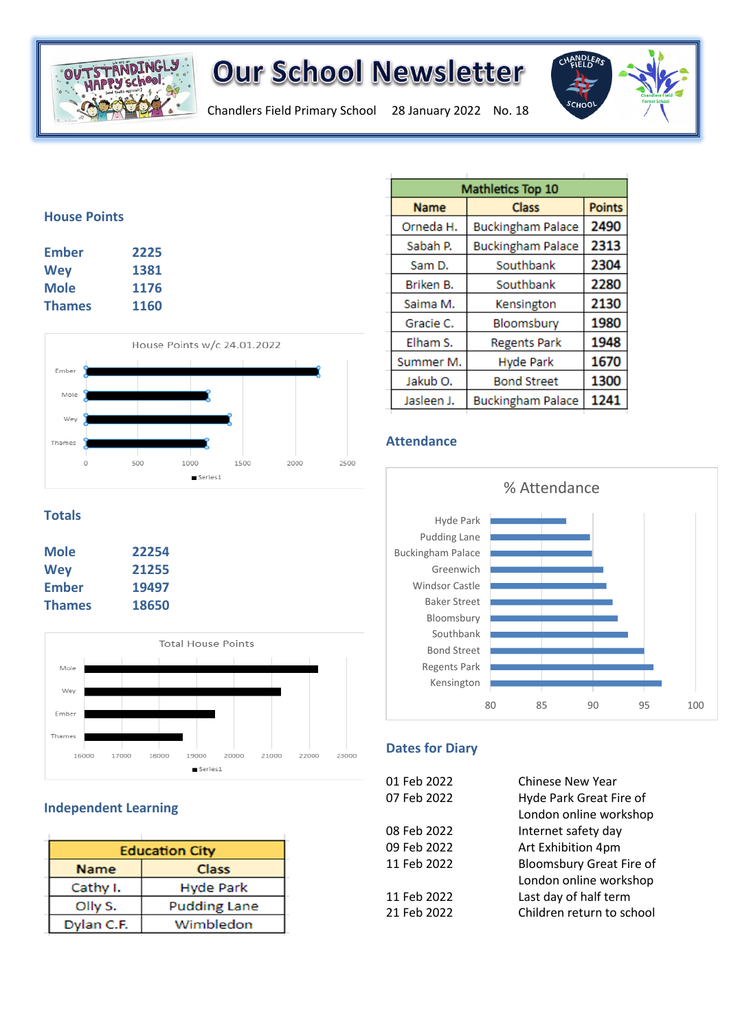# Our School Newsletter

Chandlers Field Primary School 28 January 2022 No. 18

## House Points

| | |
|---|---|
| Ember | 2225 |
| Wey | 1381 |
| Mole | 1176 |
| Thames | 1160 |

House Points w/c 24.01.2022

Ember
Mole
Wey
Thames

0 500 1000 1500 2000 2500

Series1

## Totals

| | |
|---|---|
| Mole | 22254 |
| Wey | 21255 |
| Ember | 19497 |
| Thames | 18650 |

Total House Points

Mole
Wey
Ember
Thames

16000 17000 18000 19000 20000 21000 22000 23000

Series1

## Independent Learning

| Education City | |
|---|---|
| **Name** | **Class** |
| Cathy I. | Hyde Park |
| Olly S. | Pudding Lane |
| Dylan C.F. | Wimbledon |

## Mathletics Top 10

| Name | Class | Points |
|---|---|---|
| Orneda H. | Buckingham Palace | 2490 |
| Sabah P. | Buckingham Palace | 2313 |
| Sam D. | Southbank | 2304 |
| Briken B. | Southbank | 2280 |
| Saima M. | Kensington | 2130 |
| Gracie C. | Bloomsbury | 1980 |
| Elham S. | Regents Park | 1948 |
| Summer M. | Hyde Park | 1670 |
| Jakub O. | Bond Street | 1300 |
| Jasleen J. | Buckingham Palace | 1241 |

## Attendance

% Attendance

Hyde Park
Pudding Lane
Buckingham Palace
Greenwich
Windsor Castle
Baker Street
Bloomsbury
Southbank
Bond Street
Regents Park
Kensington

80 85 90 95 100

## Dates for Diary

| | |
|---|---|
| 01 Feb 2022 | Chinese New Year |
| 07 Feb 2022 | Hyde Park Great Fire of London online workshop |
| 08 Feb 2022 | Internet safety day |
| 09 Feb 2022 | Art Exhibition 4pm |
| 11 Feb 2022 | Bloomsbury Great Fire of London online workshop |
| 11 Feb 2022 | Last day of half term |
| 21 Feb 2022 | Children return to school |